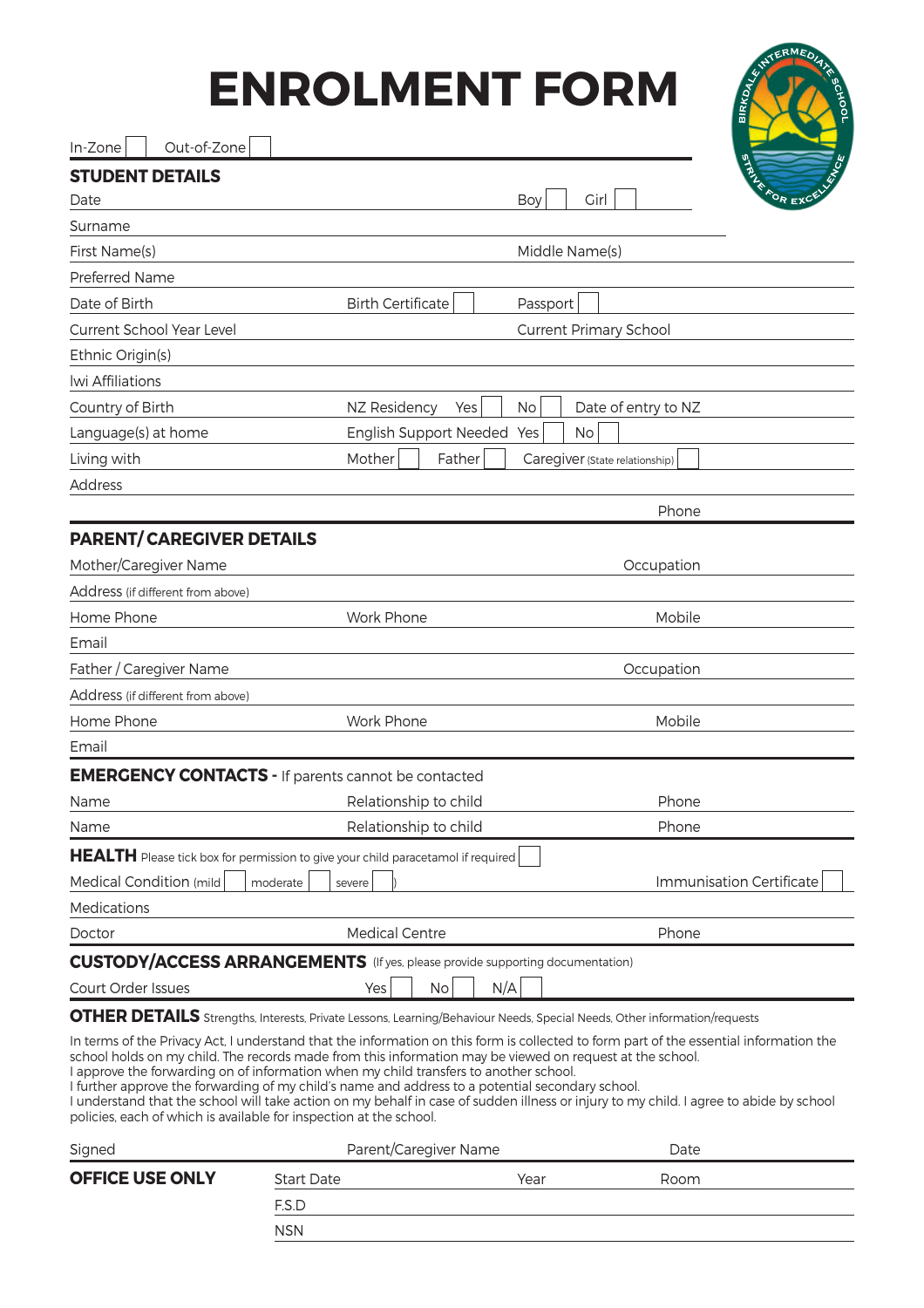# ENROLMENT FORM

In-Zone ☐ Out-of-Zone ☐

## STUDENT DETAILS

Date Boy ☐ Girl ☐

Surname

First Name(s) Middle Name(s)

Preferred Name

Date of Birth Birth Certificate ☐ Passport ☐

Current School Year Level Current Primary School

Ethnic Origin(s)

Iwi Affiliations

Country of Birth NZ Residency Yes ☐ No ☐ Date of entry to NZ

Language(s) at home English Support Needed Yes ☐ No ☐

Living with Mother ☐ Father ☐ Caregiver (State relationship) ☐

Address

Phone

## PARENT/ CAREGIVER DETAILS

Mother/Caregiver Name Occupation

Address (if different from above)

Home Phone Work Phone Mobile

Email

Father / Caregiver Name Occupation

Address (if different from above)

Home Phone Work Phone Mobile

Email

## EMERGENCY CONTACTS - If parents cannot be contacted

Name Relationship to child Phone

Name Relationship to child Phone

## HEALTH Please tick box for permission to give your child paracetamol if required ☐

Medical Condition (mild ☐ moderate ☐ severe ☐) Immunisation Certificate ☐

Medications

Doctor Medical Centre Phone

## CUSTODY/ACCESS ARRANGEMENTS (If yes, please provide supporting documentation)

Court Order Issues Yes ☐ No ☐ N/A ☐

## OTHER DETAILS Strengths, Interests, Private Lessons, Learning/Behaviour Needs, Special Needs, Other information/requests

In terms of the Privacy Act, I understand that the information on this form is collected to form part of the essential information the school holds on my child. The records made from this information may be viewed on request at the school.
I approve the forwarding on of information when my child transfers to another school.
I further approve the forwarding of my child's name and address to a potential secondary school.
I understand that the school will take action on my behalf in case of sudden illness or injury to my child. I agree to abide by school policies, each of which is available for inspection at the school.

Signed Parent/Caregiver Name Date

**OFFICE USE ONLY**

Start Date Year Room

F.S.D

NSN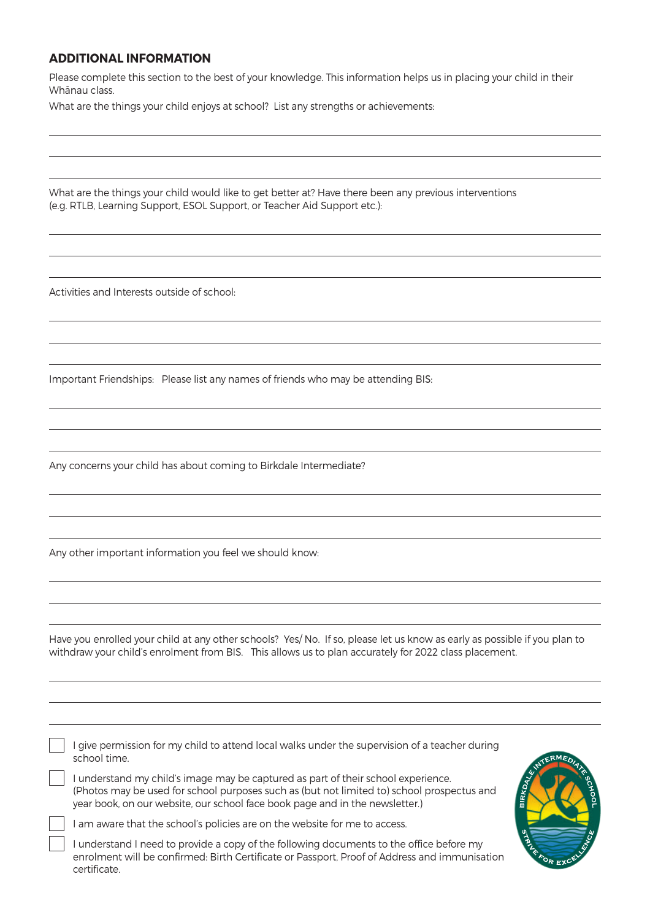## ADDITIONAL INFORMATION

Please complete this section to the best of your knowledge. This information helps us in placing your child in their Whānau class.

What are the things your child enjoys at school? List any strengths or achievements:

What are the things your child would like to get better at? Have there been any previous interventions (e.g. RTLB, Learning Support, ESOL Support, or Teacher Aid Support etc.):

Activities and Interests outside of school:

Important Friendships: Please list any names of friends who may be attending BIS:

Any concerns your child has about coming to Birkdale Intermediate?

Any other important information you feel we should know:

Have you enrolled your child at any other schools? Yes/ No. If so, please let us know as early as possible if you plan to withdraw your child's enrolment from BIS. This allows us to plan accurately for 2022 class placement.

- ☐ I give permission for my child to attend local walks under the supervision of a teacher during school time.
- ☐ I understand my child's image may be captured as part of their school experience. (Photos may be used for school purposes such as (but not limited to) school prospectus and year book, on our website, our school face book page and in the newsletter.)
- ☐ I am aware that the school's policies are on the website for me to access.
- ☐ I understand I need to provide a copy of the following documents to the office before my enrolment will be confirmed: Birth Certificate or Passport, Proof of Address and immunisation certificate.